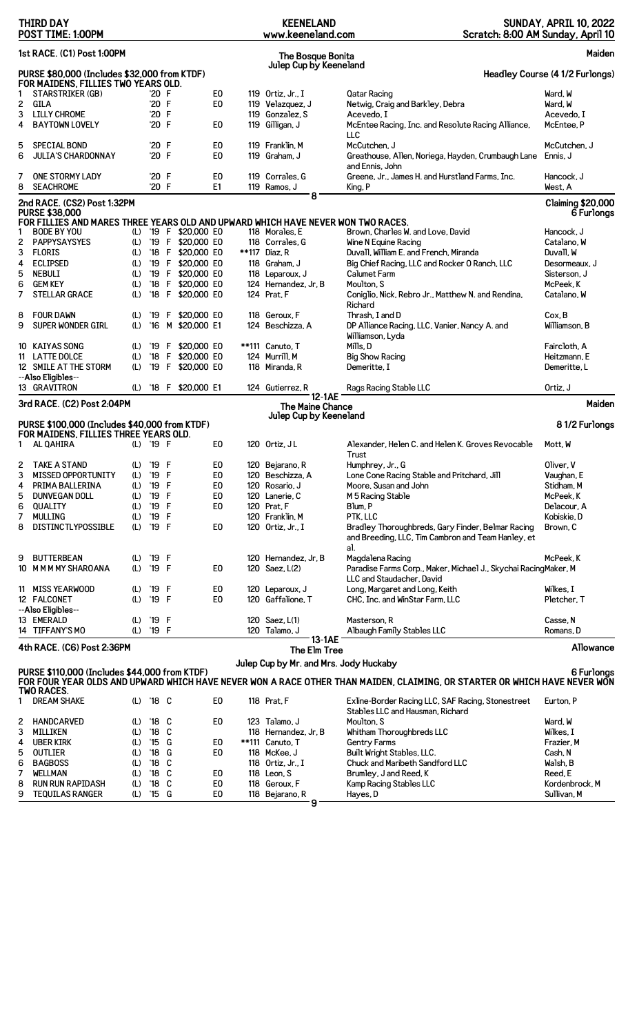**THIRD DAY** | **POST TIME: 1:00PM**

**KEENELAND** | www.keeneland.com

**SUNDAY, APRIL 10, 2022** | Scratch: 8:00 AM Sunday, April 10

## 1st RACE. (C1) Post 1:00PM

**The Bosque Bonita Julep Cup by Keeneland** — **Maiden**

**PURSE $80,000 (Includes $32,000 from KTDF)** — **Headley Course (4 1/2 Furlongs)**

**FOR MAIDENS, FILLIES TWO YEARS OLD.**

| # | Horse | | Year | Sex | | | Wt | Jockey | Owner | Trainer |
|---|---|---|---|---|---|---|---|---|---|---|
| 1 | STARSTRIKER (GB) | | '20 | F | | E0 | 119 | Ortiz, Jr., I | Qatar Racing | Ward, W |
| 2 | GILA | | '20 | F | | E0 | 119 | Velazquez, J | Netwig, Craig and Barkley, Debra | Ward, W |
| 3 | LILLY CHROME | | '20 | F | | | 119 | Gonzalez, S | Acevedo, I | Acevedo, I |
| 4 | BAYTOWN LOVELY | | '20 | F | | E0 | 119 | Gilligan, J | McEntee Racing, Inc. and Resolute Racing Alliance, LLC | McEntee, P |
| 5 | SPECIAL BOND | | '20 | F | | E0 | 119 | Franklin, M | McCutchen, J | McCutchen, J |
| 6 | JULIA'S CHARDONNAY | | '20 | F | | E0 | 119 | Graham, J | Greathouse, Allen, Noriega, Hayden, Crumbaugh Lane and Ennis, John | Ennis, J |
| 7 | ONE STORMY LADY | | '20 | F | | E0 | 119 | Corrales, G | Greene, Jr., James H. and Hurstland Farms, Inc. | Hancock, J |
| 8 | SEACHROME | | '20 | F | | E1 | 119 | Ramos, J | King, P | West, A |

8

## 2nd RACE. (CS2) Post 1:32PM

**PURSE $38,000** — **Claiming $20,000** — **6 Furlongs**

**FOR FILLIES AND MARES THREE YEARS OLD AND UPWARD WHICH HAVE NEVER WON TWO RACES.**

| # | Horse | | Year | Sex | Claim | | Wt | Jockey | Owner | Trainer |
|---|---|---|---|---|---|---|---|---|---|---|
| 1 | BODE BY YOU | (L) | '19 | F | $20,000 | E0 | 118 | Morales, E | Brown, Charles W. and Love, David | Hancock, J |
| 2 | PAPPYSAYSYES | (L) | '19 | F | $20,000 | E0 | 118 | Corrales, G | Wine N Equine Racing | Catalano, W |
| 3 | FLORIS | (L) | '18 | F | $20,000 | E0 | **117 | Diaz, R | Duvall, William E. and French, Miranda | Duvall, W |
| 4 | ECLIPSED | (L) | '19 | F | $20,000 | E0 | 118 | Graham, J | Big Chief Racing, LLC and Rocker O Ranch, LLC | Desormeaux, J |
| 5 | NEBULI | (L) | '19 | F | $20,000 | E0 | 118 | Leparoux, J | Calumet Farm | Sisterson, J |
| 6 | GEM KEY | (L) | '18 | F | $20,000 | E0 | 124 | Hernandez, Jr, B | Moulton, S | McPeek, K |
| 7 | STELLAR GRACE | (L) | '18 | F | $20,000 | E0 | 124 | Prat, F | Coniglio, Nick, Rebro Jr., Matthew N. and Rendina, Richard | Catalano, W |
| 8 | FOUR DAWN | (L) | '19 | F | $20,000 | E0 | 118 | Geroux, F | Thrash, I and D | Cox, B |
| 9 | SUPER WONDER GIRL | (L) | '16 | M | $20,000 | E1 | 124 | Beschizza, A | DP Alliance Racing, LLC, Vanier, Nancy A. and Williamson, Lyda | Williamson, B |
| 10 | KAIYAS SONG | (L) | '19 | F | $20,000 | E0 | **111 | Canuto, T | Mills, D | Faircloth, A |
| 11 | LATTE DOLCE | (L) | '18 | F | $20,000 | E0 | 124 | Murrill, M | Big Show Racing | Heitzmann, E |
| 12 | SMILE AT THE STORM | (L) | '19 | F | $20,000 | E0 | 118 | Miranda, R | Demeritte, I | Demeritte, L |
| | --Also Eligibles-- | | | | | | | | | |
| 13 | GRAVITRON | (L) | '18 | F | $20,000 | E1 | 124 | Gutierrez, R | Rags Racing Stable LLC | Ortiz, J |

12-1AE

## 3rd RACE. (C2) Post 2:04PM

**The Maine Chance Julep Cup by Keeneland** — **Maiden**

**PURSE $100,000 (Includes $40,000 from KTDF)** — **8 1/2 Furlongs**

**FOR MAIDENS, FILLIES THREE YEARS OLD.**

| # | Horse | | Year | Sex | | | Wt | Jockey | Owner | Trainer |
|---|---|---|---|---|---|---|---|---|---|---|
| 1 | AL QAHIRA | (L) | '19 | F | | E0 | 120 | Ortiz, J L | Alexander, Helen C. and Helen K. Groves Revocable Trust | Mott, W |
| 2 | TAKE A STAND | (L) | '19 | F | | E0 | 120 | Bejarano, R | Humphrey, Jr., G | Oliver, V |
| 3 | MISSED OPPORTUNITY | (L) | '19 | F | | E0 | 120 | Beschizza, A | Lone Cone Racing Stable and Pritchard, Jill | Vaughan, E |
| 4 | PRIMA BALLERINA | (L) | '19 | F | | E0 | 120 | Rosario, J | Moore, Susan and John | Stidham, M |
| 5 | DUNVEGAN DOLL | (L) | '19 | F | | E0 | 120 | Lanerie, C | M 5 Racing Stable | McPeek, K |
| 6 | QUALITY | (L) | '19 | F | | E0 | 120 | Prat, F | Blum, P | Delacour, A |
| 7 | MULLING | (L) | '19 | F | | | 120 | Franklin, M | PTK, LLC | Kobiskie, D |
| 8 | DISTINCTLYPOSSIBLE | (L) | '19 | F | | E0 | 120 | Ortiz, Jr., I | Bradley Thoroughbreds, Gary Finder, Belmar Racing and Breeding, LLC, Tim Cambron and Team Hanley, et al. | Brown, C |
| 9 | BUTTERBEAN | (L) | '19 | F | | | 120 | Hernandez, Jr, B | Magdalena Racing | McPeek, K |
| 10 | M M M MY SHAROANA | (L) | '19 | F | | E0 | 120 | Saez, L(2) | Paradise Farms Corp., Maker, Michael J., Skychai Racing LLC and Staudacher, David | Maker, M |
| 11 | MISS YEARWOOD | (L) | '19 | F | | E0 | 120 | Leparoux, J | Long, Margaret and Long, Keith | Wilkes, I |
| 12 | FALCONET | (L) | '19 | F | | E0 | 120 | Gaffalione, T | CHC, Inc. and WinStar Farm, LLC | Pletcher, T |
| | --Also Eligibles-- | | | | | | | | | |
| 13 | EMERALD | (L) | '19 | F | | | 120 | Saez, L(1) | Masterson, R | Casse, N |
| 14 | TIFFANY'S MO | (L) | '19 | F | | | 120 | Talamo, J | Albaugh Family Stables LLC | Romans, D |

13-1AE

## 4th RACE. (C6) Post 2:36PM

**The Elm Tree Julep Cup by Mr. and Mrs. Jody Huckaby** — **Allowance**

**PURSE $110,000 (Includes $44,000 from KTDF)** — **6 Furlongs**

**FOR FOUR YEAR OLDS AND UPWARD WHICH HAVE NEVER WON A RACE OTHER THAN MAIDEN, CLAIMING, OR STARTER OR WHICH HAVE NEVER WON TWO RACES.**

| # | Horse | | Year | Sex | | | Wt | Jockey | Owner | Trainer |
|---|---|---|---|---|---|---|---|---|---|---|
| 1 | DREAM SHAKE | (L) | '18 | C | | E0 | 118 | Prat, F | Exline-Border Racing LLC, SAF Racing, Stonestreet Stables LLC and Hausman, Richard | Eurton, P |
| 2 | HANDCARVED | (L) | '18 | C | | E0 | 123 | Talamo, J | Moulton, S | Ward, W |
| 3 | MILLIKEN | (L) | '18 | C | | | 118 | Hernandez, Jr, B | Whitham Thoroughbreds LLC | Wilkes, I |
| 4 | UBER KIRK | (L) | '15 | G | | E0 | **111 | Canuto, T | Gentry Farms | Frazier, M |
| 5 | OUTLIER | (L) | '18 | G | | E0 | 118 | McKee, J | Built Wright Stables, LLC. | Cash, N |
| 6 | BAGBOSS | (L) | '18 | C | | | 118 | Ortiz, Jr., I | Chuck and Maribeth Sandford LLC | Walsh, B |
| 7 | WELLMAN | (L) | '18 | C | | E0 | 118 | Leon, S | Brumley, J and Reed, K | Reed, E |
| 8 | RUN RUN RAPIDASH | (L) | '18 | C | | E0 | 118 | Geroux, F | Kamp Racing Stables LLC | Kordenbrock, M |
| 9 | TEQUILAS RANGER | (L) | '15 | G | | E0 | 118 | Bejarano, R | Hayes, D | Sullivan, M |

9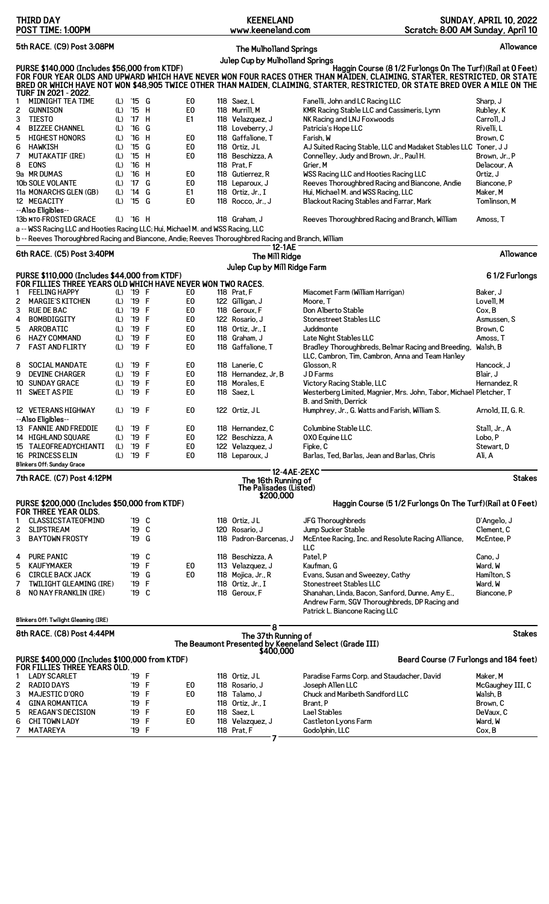THIRD DAY — POST TIME: 1:00PM — KEENELAND — www.keeneland.com — SUNDAY, APRIL 10, 2022 — Scratch: 8:00 AM Sunday, April 10

## 5th RACE. (C9) Post 3:08PM

**The Mulholland Springs Julep Cup by Mulholland Springs** — Allowance

**PURSE $140,000 (Includes $56,000 from KTDF)** — Haggin Course (8 1/2 Furlongs On The Turf)(Rail at 0 Feet)

FOR FOUR YEAR OLDS AND UPWARD WHICH HAVE NEVER WON FOUR RACES OTHER THAN MAIDEN, CLAIMING, STARTER, RESTRICTED, OR STATE BRED OR WHICH HAVE NOT WON $48,905 TWICE OTHER THAN MAIDEN, CLAIMING, STARTER, RESTRICTED, OR STATE BRED OVER A MILE ON THE TURF IN 2021 - 2022.

| # | Horse | Med | Yr | Sex | Equip | Wt | Jockey | Owner | Trainer |
|---|---|---|---|---|---|---|---|---|---|
| 1 | MIDNIGHT TEA TIME | (L) | '15 | G | E0 | 118 | Saez, L | Fanelli, John and LC Racing LLC | Sharp, J |
| 2 | GUNNISON | (L) | '15 | H | E0 | 118 | Murrill, M | KMR Racing Stable LLC and Cassimeris, Lynn | Rubley, K |
| 3 | TIESTO | (L) | '17 | H | E1 | 118 | Velazquez, J | NK Racing and LNJ Foxwoods | Carroll, J |
| 4 | BIZZEE CHANNEL | (L) | '16 | G | | 118 | Loveberry, J | Patricia's Hope LLC | Rivelli, L |
| 5 | HIGHEST HONORS | (L) | '16 | H | E0 | 118 | Gaffalione, T | Farish, W | Brown, C |
| 6 | HAWKISH | (L) | '15 | G | E0 | 118 | Ortiz, J L | AJ Suited Racing Stable, LLC and Madaket Stables LLC | Toner, J J |
| 7 | MUTAKATIF (IRE) | (L) | '15 | H | E0 | 118 | Beschizza, A | Connelley, Judy and Brown, Jr., Paul H. | Brown, Jr., P |
| 8 | EONS | (L) | '16 | H | | 118 | Prat, F | Grier, M | Delacour, A |
| 9a | MR DUMAS | (L) | '16 | H | E0 | 118 | Gutierrez, R | WSS Racing LLC and Hooties Racing LLC | Ortiz, J |
| 10b | SOLE VOLANTE | (L) | '17 | G | E0 | 118 | Leparoux, J | Reeves Thoroughbred Racing and Biancone, Andie | Biancone, P |
| 11a | MONARCHS GLEN (GB) | (L) | '14 | G | E1 | 118 | Ortiz, Jr., I | Hui, Michael M. and WSS Racing, LLC | Maker, M |
| 12 | MEGACITY | (L) | '15 | G | E0 | 118 | Rocco, Jr., J | Blackout Racing Stables and Farrar, Mark | Tomlinson, M |
| | --Also Eligibles-- | | | | | | | | |
| 13b | MTO-FROSTED GRACE | (L) | '16 | H | | 118 | Graham, J | Reeves Thoroughbred Racing and Branch, William | Amoss, T |

a -- WSS Racing LLC and Hooties Racing LLC; Hui, Michael M. and WSS Racing, LLC

b -- Reeves Thoroughbred Racing and Biancone, Andie; Reeves Thoroughbred Racing and Branch, William

12-1AE

## 6th RACE. (C5) Post 3:40PM

**The Mill Ridge Julep Cup by Mill Ridge Farm** — Allowance

**PURSE $110,000 (Includes $44,000 from KTDF)** — 6 1/2 Furlongs

FOR FILLIES THREE YEARS OLD WHICH HAVE NEVER WON TWO RACES.

| # | Horse | Med | Yr | Sex | Equip | Wt | Jockey | Owner | Trainer |
|---|---|---|---|---|---|---|---|---|---|
| 1 | FEELING HAPPY | (L) | '19 | F | E0 | 118 | Prat, F | Miacomet Farm (William Harrigan) | Baker, J |
| 2 | MARGIE'S KITCHEN | (L) | '19 | F | E0 | 122 | Gilligan, J | Moore, T | Lovell, M |
| 3 | RUE DE BAC | (L) | '19 | F | E0 | 118 | Geroux, F | Don Alberto Stable | Cox, B |
| 4 | BOMBDIGGITY | (L) | '19 | F | E0 | 122 | Rosario, J | Stonestreet Stables LLC | Asmussen, S |
| 5 | ARROBATIC | (L) | '19 | F | E0 | 118 | Ortiz, Jr., I | Juddmonte | Brown, C |
| 6 | HAZY COMMAND | (L) | '19 | F | E0 | 118 | Graham, J | Late Night Stables LLC | Amoss, T |
| 7 | FAST AND FLIRTY | (L) | '19 | F | E0 | 118 | Gaffalione, T | Bradley Thoroughbreds, Belmar Racing and Breeding, LLC, Cambron, Tim, Cambron, Anna and Team Hanley | Walsh, B |
| 8 | SOCIAL MANDATE | (L) | '19 | F | E0 | 118 | Lanerie, C | Glosson, R | Hancock, J |
| 9 | DEVINE CHARGER | (L) | '19 | F | E0 | 118 | Hernandez, Jr, B | J D Farms | Blair, J |
| 10 | SUNDAY GRACE | (L) | '19 | F | E0 | 118 | Morales, E | Victory Racing Stable, LLC | Hernandez, R |
| 11 | SWEET AS PIE | (L) | '19 | F | E0 | 118 | Saez, L | Westerberg Limited, Magnier, Mrs. John, Tabor, Michael B. and Smith, Derrick | Pletcher, T |
| 12 | VETERANS HIGHWAY | (L) | '19 | F | E0 | 122 | Ortiz, J L | Humphrey, Jr., G. Watts and Farish, William S. | Arnold, II, G. R. |
| | --Also Eligibles-- | | | | | | | | |
| 13 | FANNIE AND FREDDIE | (L) | '19 | F | E0 | 118 | Hernandez, C | Columbine Stable LLC. | Stall, Jr., A |
| 14 | HIGHLAND SQUARE | (L) | '19 | F | E0 | 122 | Beschizza, A | OXO Equine LLC | Lobo, P |
| 15 | TALEOFREADYCHIANTI | (L) | '19 | F | E0 | 122 | Velazquez, J | Fipke, C | Stewart, D |
| 16 | PRINCESS ELIN | (L) | '19 | F | E0 | 118 | Leparoux, J | Barlas, Ted, Barlas, Jean and Barlas, Chris | Ali, A |

Blinkers Off: Sunday Grace

12-4AE-2EXC

## 7th RACE. (C7) Post 4:12PM

**The 16th Running of The Palisades (Listed) $200,000** — Stakes

**PURSE $200,000 (Includes $50,000 from KTDF)** — Haggin Course (5 1/2 Furlongs On The Turf)(Rail at 0 Feet)

FOR THREE YEAR OLDS.

| # | Horse | Med | Yr | Sex | Equip | Wt | Jockey | Owner | Trainer |
|---|---|---|---|---|---|---|---|---|---|
| 1 | CLASSICSTATEOFMIND | | '19 | C | | 118 | Ortiz, J L | JFG Thoroughbreds | D'Angelo, J |
| 2 | SLIPSTREAM | | '19 | C | | 120 | Rosario, J | Jump Sucker Stable | Clement, C |
| 3 | BAYTOWN FROSTY | | '19 | G | | 118 | Padron-Barcenas, J | McEntee Racing, Inc. and Resolute Racing Alliance, LLC | McEntee, P |
| 4 | PURE PANIC | | '19 | C | | 118 | Beschizza, A | Patel, P | Cano, J |
| 5 | KAUFYMAKER | | '19 | F | E0 | 113 | Velazquez, J | Kaufman, G | Ward, W |
| 6 | CIRCLE BACK JACK | | '19 | G | E0 | 118 | Mojica, Jr., R | Evans, Susan and Sweezey, Cathy | Hamilton, S |
| 7 | TWILIGHT GLEAMING (IRE) | | '19 | F | | 118 | Ortiz, Jr., I | Stonestreet Stables LLC | Ward, W |
| 8 | NO NAY FRANKLIN (IRE) | | '19 | C | | 118 | Geroux, F | Shanahan, Linda, Bacon, Sanford, Dunne, Amy E., Andrew Farm, SGV Thoroughbreds, DP Racing and Patrick L. Biancone Racing LLC | Biancone, P |

Blinkers Off: Twilight Gleaming (IRE)

8

## 8th RACE. (C8) Post 4:44PM

**The 37th Running of The Beaumont Presented by Keeneland Select (Grade III) $400,000** — Stakes

**PURSE $400,000 (Includes $100,000 from KTDF)** — Beard Course (7 Furlongs and 184 feet)

FOR FILLIES THREE YEARS OLD.

| # | Horse | Med | Yr | Sex | Equip | Wt | Jockey | Owner | Trainer |
|---|---|---|---|---|---|---|---|---|---|
| 1 | LADY SCARLET | | '19 | F | | 118 | Ortiz, J L | Paradise Farms Corp. and Staudacher, David | Maker, M |
| 2 | RADIO DAYS | | '19 | F | E0 | 118 | Rosario, J | Joseph Allen LLC | McGaughey III, C |
| 3 | MAJESTIC D'ORO | | '19 | F | E0 | 118 | Talamo, J | Chuck and Maribeth Sandford LLC | Walsh, B |
| 4 | GINA ROMANTICA | | '19 | F | | 118 | Ortiz, Jr., I | Brant, P | Brown, C |
| 5 | REAGAN'S DECISION | | '19 | F | E0 | 118 | Saez, L | Lael Stables | DeVaux, C |
| 6 | CHI TOWN LADY | | '19 | F | E0 | 118 | Velazquez, J | Castleton Lyons Farm | Ward, W |
| 7 | MATAREYA | | '19 | F | | 118 | Prat, F | Godolphin, LLC | Cox, B |

7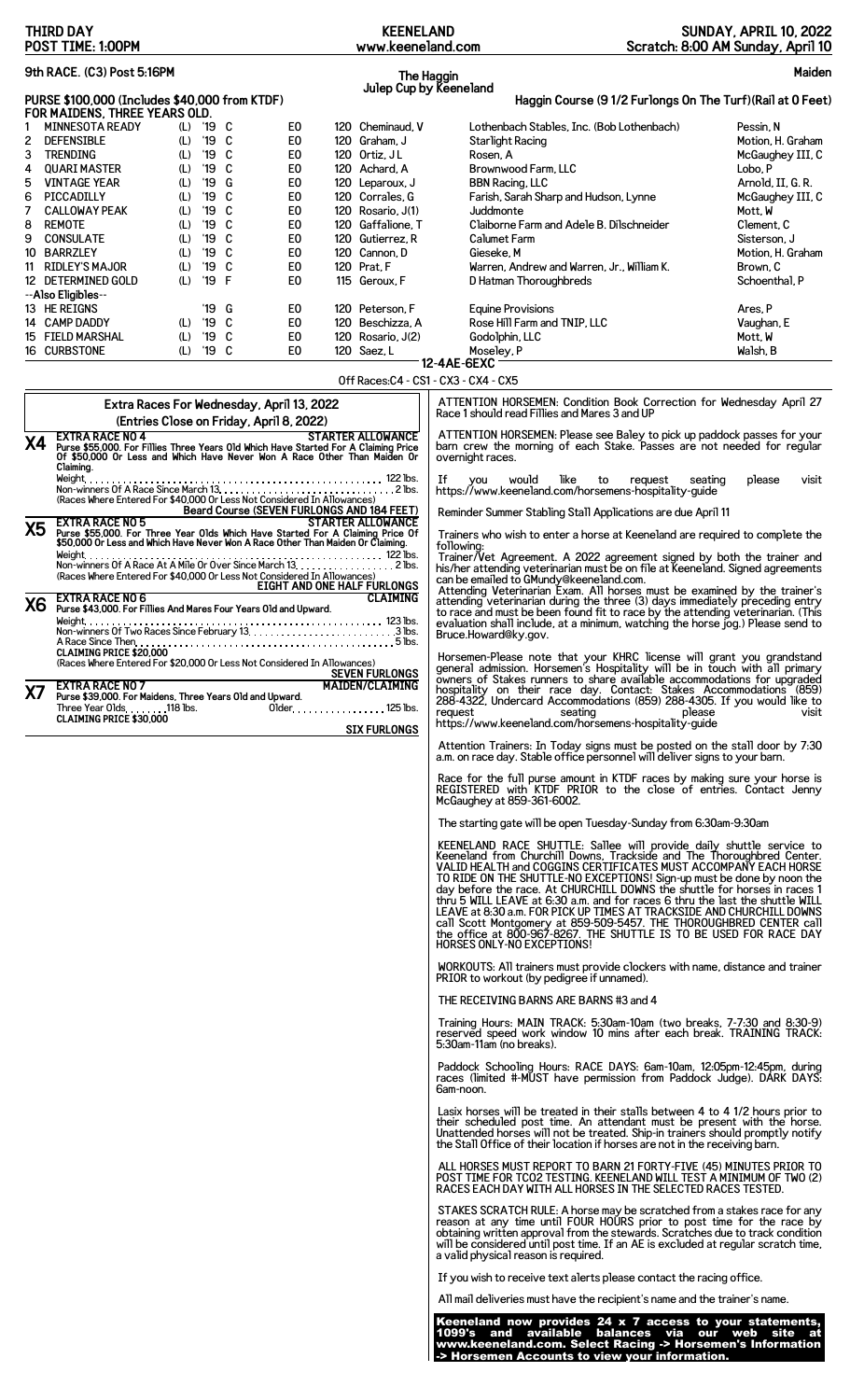**THIRD DAY** | **KEENELAND** | **SUNDAY, APRIL 10, 2022**
**POST TIME: 1:00PM** | www.keeneland.com | **Scratch: 8:00 AM Sunday, April 10**

## 9th RACE. (C3) Post 5:16PM — The Haggin Julep Cup by Keeneland — Maiden

**PURSE $100,000 (Includes $40,000 from KTDF) FOR MAIDENS, THREE YEARS OLD.**
**Haggin Course (9 1/2 Furlongs On The Turf)(Rail at 0 Feet)**

| # | Horse | L | Yr | Sex | | Wt | Jockey | Owner | Trainer |
|---|---|---|---|---|---|---|---|---|---|
| 1 | MINNESOTA READY | (L) | '19 | C | E0 | 120 | Cheminaud, V | Lothenbach Stables, Inc. (Bob Lothenbach) | Pessin, N |
| 2 | DEFENSIBLE | (L) | '19 | C | E0 | 120 | Graham, J | Starlight Racing | Motion, H. Graham |
| 3 | TRENDING | (L) | '19 | C | E0 | 120 | Ortiz, J L | Rosen, A | McGaughey III, C |
| 4 | QUARI MASTER | (L) | '19 | C | E0 | 120 | Achard, A | Brownwood Farm, LLC | Lobo, P |
| 5 | VINTAGE YEAR | (L) | '19 | G | E0 | 120 | Leparoux, J | BBN Racing, LLC | Arnold, II, G. R. |
| 6 | PICCADILLY | (L) | '19 | C | E0 | 120 | Corrales, G | Farish, Sarah Sharp and Hudson, Lynne | McGaughey III, C |
| 7 | CALLOWAY PEAK | (L) | '19 | C | E0 | 120 | Rosario, J(1) | Juddmonte | Mott, W |
| 8 | REMOTE | (L) | '19 | C | E0 | 120 | Gaffalione, T | Claiborne Farm and Adele B. Dilschneider | Clement, C |
| 9 | CONSULATE | (L) | '19 | C | E0 | 120 | Gutierrez, R | Calumet Farm | Sisterson, J |
| 10 | BARRZLEY | (L) | '19 | C | E0 | 120 | Cannon, D | Gieseke, M | Motion, H. Graham |
| 11 | RIDLEY'S MAJOR | (L) | '19 | C | E0 | 120 | Prat, F | Warren, Andrew and Warren, Jr., William K. | Brown, C |
| 12 | DETERMINED GOLD | (L) | '19 | F | E0 | 115 | Geroux, F | D Hatman Thoroughbreds | Schoenthal, P |
| | **--Also Eligibles--** | | | | | | | | |
| 13 | HE REIGNS | | '19 | G | E0 | 120 | Peterson, F | Equine Provisions | Ares, P |
| 14 | CAMP DADDY | (L) | '19 | C | E0 | 120 | Beschizza, A | Rose Hill Farm and TNIP, LLC | Vaughan, E |
| 15 | FIELD MARSHAL | (L) | '19 | C | E0 | 120 | Rosario, J(2) | Godolphin, LLC | Mott, W |
| 16 | CURBSTONE | (L) | '19 | C | E0 | 120 | Saez, L | Moseley, P | Walsh, B |

12-4AE-6EXC

Off Races:C4 - CS1 - CX3 - CX4 - CX5

## Extra Races For Wednesday, April 13, 2022
**(Entries Close on Friday, April 8, 2022)**

**X4 EXTRA RACE NO 4** — **STARTER ALLOWANCE**
Purse $55,000. For Fillies Three Years Old Which Have Started For A Claiming Price Of $50,000 Or Less and Which Have Never Won A Race Other Than Maiden Or Claiming.
Weight ........ 122 lbs.
Non-winners Of A Race Since March 13 ........ 2 lbs.
(Races Where Entered For $40,000 Or Less Not Considered In Allowances)
**Beard Course (SEVEN FURLONGS AND 184 FEET)**

**X5 EXTRA RACE NO 5** — **STARTER ALLOWANCE**
Purse $55,000. For Three Year Olds Which Have Started For A Claiming Price Of $50,000 Or Less and Which Have Never Won A Race Other Than Maiden Or Claiming.
Weight ........ 122 lbs.
Non-winners Of A Race At A Mile Or Over Since March 13 ........ 2 lbs.
(Races Where Entered For $40,000 Or Less Not Considered In Allowances)
**EIGHT AND ONE HALF FURLONGS**

**X6 EXTRA RACE NO 6** — **CLAIMING**
Purse $43,000. For Fillies And Mares Four Years Old and Upward.
Weight ........ 123 lbs.
Non-winners Of Two Races Since February 13 ........ 3 lbs.
A Race Since Then ........ 5 lbs.
**CLAIMING PRICE $20,000**
(Races Where Entered For $20,000 Or Less Not Considered In Allowances)
**SEVEN FURLONGS**

**X7 EXTRA RACE NO 7** — **MAIDEN/CLAIMING**
Purse $39,000. For Maidens, Three Years Old and Upward.
Three Year Olds ........ 118 lbs. Older ........ 125 lbs.
**CLAIMING PRICE $30,000**
**SIX FURLONGS**

ATTENTION HORSEMEN: Condition Book Correction for Wednesday April 27 Race 1 should read Fillies and Mares 3 and UP

ATTENTION HORSEMEN: Please see Baley to pick up paddock passes for your barn crew the morning of each Stake. Passes are not needed for regular overnight races.

If you would like to request seating please visit https://www.keeneland.com/horsemens-hospitality-guide

Reminder Summer Stabling Stall Applications are due April 11

Trainers who wish to enter a horse at Keeneland are required to complete the following:
Trainer/Vet Agreement. A 2022 agreement signed by both the trainer and his/her attending veterinarian must be on file at Keeneland. Signed agreements can be emailed to GMundy@keeneland.com.
Attending Veterinarian Exam. All horses must be examined by the trainer's attending veterinarian during the three (3) days immediately preceding entry to race and must be been found fit to race by the attending veterinarian. (This evaluation shall include, at a minimum, watching the horse jog.) Please send to Bruce.Howard@ky.gov.

Horsemen-Please note that your KHRC license will grant you grandstand general admission. Horsemen's Hospitality will be in touch with all primary owners of Stakes runners to share available accommodations for upgraded hospitality on their race day. Contact: Stakes Accommodations (859) 288-4322, Undercard Accommodations (859) 288-4305. If you would like to request seating please visit https://www.keeneland.com/horsemens-hospitality-guide

Attention Trainers: In Today signs must be posted on the stall door by 7:30 a.m. on race day. Stable office personnel will deliver signs to your barn.

Race for the full purse amount in KTDF races by making sure your horse is REGISTERED with KTDF PRIOR to the close of entries. Contact Jenny McGaughey at 859-361-6002.

The starting gate will be open Tuesday-Sunday from 6:30am-9:30am

KEENELAND RACE SHUTTLE: Sallee will provide daily shuttle service to Keeneland from Churchill Downs, Trackside and The Thoroughbred Center. VALID HEALTH and COGGINS CERTIFICATES MUST ACCOMPANY EACH HORSE TO RIDE ON THE SHUTTLE-NO EXCEPTIONS! Sign-up must be done by noon the day before the race. At CHURCHILL DOWNS the shuttle for horses in races 1 thru 5 WILL LEAVE at 6:30 a.m. and for races 6 thru the last the shuttle WILL LEAVE at 8:30 a.m. FOR PICK UP TIMES AT TRACKSIDE AND CHURCHILL DOWNS call Scott Montgomery at 859-509-5457. THE THOROUGHBRED CENTER call the office at 800-967-8267. THE SHUTTLE IS TO BE USED FOR RACE DAY HORSES ONLY-NO EXCEPTIONS!

WORKOUTS: All trainers must provide clockers with name, distance and trainer PRIOR to workout (by pedigree if unnamed).

THE RECEIVING BARNS ARE BARNS #3 and 4

Training Hours: MAIN TRACK: 5:30am-10am (two breaks, 7-7:30 and 8:30-9) reserved speed work window 10 mins after each break. TRAINING TRACK: 5:30am-11am (no breaks).

Paddock Schooling Hours: RACE DAYS: 6am-10am, 12:05pm-12:45pm, during races (limited #-MUST have permission from Paddock Judge). DARK DAYS: 6am-noon.

Lasix horses will be treated in their stalls between 4 to 4 1/2 hours prior to their scheduled post time. An attendant must be present with the horse. Unattended horses will not be treated. Ship-in trainers should promptly notify the Stall Office of their location if horses are not in the receiving barn.

ALL HORSES MUST REPORT TO BARN 21 FORTY-FIVE (45) MINUTES PRIOR TO POST TIME FOR TCO2 TESTING. KEENELAND WILL TEST A MINIMUM OF TWO (2) RACES EACH DAY WITH ALL HORSES IN THE SELECTED RACES TESTED.

STAKES SCRATCH RULE: A horse may be scratched from a stakes race for any reason at any time until FOUR HOURS prior to post time for the race by obtaining written approval from the stewards. Scratches due to track condition will be considered until post time. If an AE is excluded at regular scratch time, a valid physical reason is required.

If you wish to receive text alerts please contact the racing office.

All mail deliveries must have the recipient's name and the trainer's name.

**Keeneland now provides 24 x 7 access to your statements, 1099's and available balances via our web site at www.keeneland.com. Select Racing -> Horsemen's Information -> Horsemen Accounts to view your information.**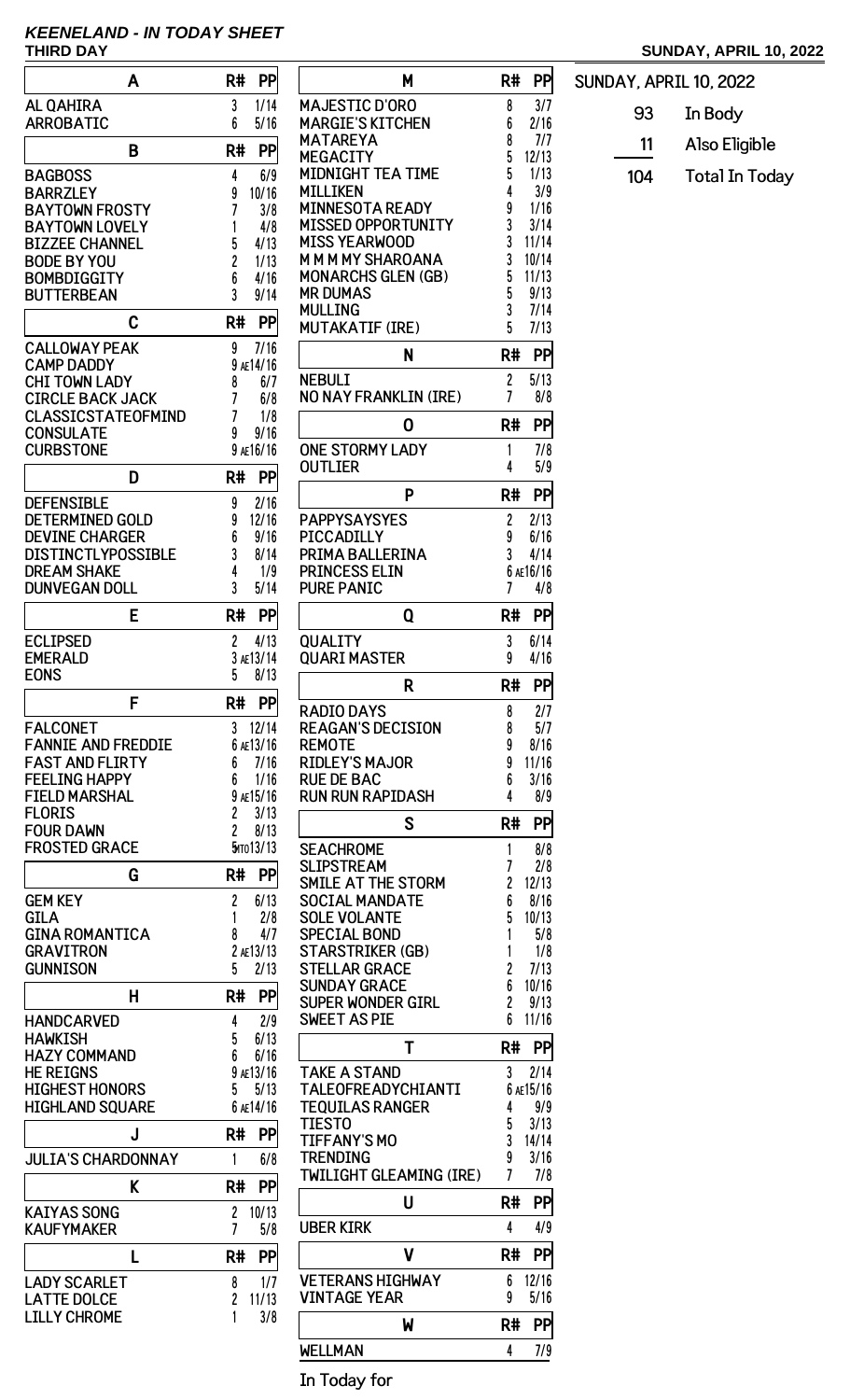# KEENELAND - IN TODAY SHEET

**THIRD DAY** — **SUNDAY, APRIL 10, 2022**

| A | R# | PP |
|---|---|---|
| AL QAHIRA | 3 | 1/14 |
| ARROBATIC | 6 | 5/16 |

| B | R# | PP |
|---|---|---|
| BAGBOSS | 4 | 6/9 |
| BARRZLEY | 9 | 10/16 |
| BAYTOWN FROSTY | 7 | 3/8 |
| BAYTOWN LOVELY | 1 | 4/8 |
| BIZZEE CHANNEL | 5 | 4/13 |
| BODE BY YOU | 2 | 1/13 |
| BOMBDIGGITY | 6 | 4/16 |
| BUTTERBEAN | 3 | 9/14 |

| C | R# | PP |
|---|---|---|
| CALLOWAY PEAK | 9 | 7/16 |
| CAMP DADDY | 9 AE | 14/16 |
| CHI TOWN LADY | 8 | 6/7 |
| CIRCLE BACK JACK | 7 | 6/8 |
| CLASSICSTATEOFMIND | 7 | 1/8 |
| CONSULATE | 9 | 9/16 |
| CURBSTONE | 9 AE | 16/16 |

| D | R# | PP |
|---|---|---|
| DEFENSIBLE | 9 | 2/16 |
| DETERMINED GOLD | 9 | 12/16 |
| DEVINE CHARGER | 6 | 9/16 |
| DISTINCTLYPOSSIBLE | 3 | 8/14 |
| DREAM SHAKE | 4 | 1/9 |
| DUNVEGAN DOLL | 3 | 5/14 |

| E | R# | PP |
|---|---|---|
| ECLIPSED | 2 | 4/13 |
| EMERALD | 3 AE | 13/14 |
| EONS | 5 | 8/13 |

| F | R# | PP |
|---|---|---|
| FALCONET | 3 | 12/14 |
| FANNIE AND FREDDIE | 6 AE | 13/16 |
| FAST AND FLIRTY | 6 | 7/16 |
| FEELING HAPPY | 6 | 1/16 |
| FIELD MARSHAL | 9 AE | 15/16 |
| FLORIS | 2 | 3/13 |
| FOUR DAWN | 2 | 8/13 |
| FROSTED GRACE | 5 MTO | 13/13 |

| G | R# | PP |
|---|---|---|
| GEM KEY | 2 | 6/13 |
| GILA | 1 | 2/8 |
| GINA ROMANTICA | 8 | 4/7 |
| GRAVITRON | 2 AE | 13/13 |
| GUNNISON | 5 | 2/13 |

| H | R# | PP |
|---|---|---|
| HANDCARVED | 4 | 2/9 |
| HAWKISH | 5 | 6/13 |
| HAZY COMMAND | 6 | 6/16 |
| HE REIGNS | 9 AE | 13/16 |
| HIGHEST HONORS | 5 | 5/13 |
| HIGHLAND SQUARE | 6 AE | 14/16 |

| J | R# | PP |
|---|---|---|
| JULIA'S CHARDONNAY | 1 | 6/8 |

| K | R# | PP |
|---|---|---|
| KAIYAS SONG | 2 | 10/13 |
| KAUFYMAKER | 7 | 5/8 |

| L | R# | PP |
|---|---|---|
| LADY SCARLET | 8 | 1/7 |
| LATTE DOLCE | 2 | 11/13 |
| LILLY CHROME | 1 | 3/8 |

| M | R# | PP |
|---|---|---|
| MAJESTIC D'ORO | 8 | 3/7 |
| MARGIE'S KITCHEN | 6 | 2/16 |
| MATAREYA | 8 | 7/7 |
| MEGACITY | 5 | 12/13 |
| MIDNIGHT TEA TIME | 5 | 1/13 |
| MILLIKEN | 4 | 3/9 |
| MINNESOTA READY | 9 | 1/16 |
| MISSED OPPORTUNITY | 3 | 3/14 |
| MISS YEARWOOD | 3 | 11/14 |
| M M M MY SHAROANA | 3 | 10/14 |
| MONARCHS GLEN (GB) | 5 | 11/13 |
| MR DUMAS | 5 | 9/13 |
| MULLING | 3 | 7/14 |
| MUTAKATIF (IRE) | 5 | 7/13 |

| N | R# | PP |
|---|---|---|
| NEBULI | 2 | 5/13 |
| NO NAY FRANKLIN (IRE) | 7 | 8/8 |

| O | R# | PP |
|---|---|---|
| ONE STORMY LADY | 1 | 7/8 |
| OUTLIER | 4 | 5/9 |

| P | R# | PP |
|---|---|---|
| PAPPYSAYSYES | 2 | 2/13 |
| PICCADILLY | 9 | 6/16 |
| PRIMA BALLERINA | 3 | 4/14 |
| PRINCESS ELIN | 6 AE | 16/16 |
| PURE PANIC | 7 | 4/8 |

| Q | R# | PP |
|---|---|---|
| QUALITY | 3 | 6/14 |
| QUARI MASTER | 9 | 4/16 |

| R | R# | PP |
|---|---|---|
| RADIO DAYS | 8 | 2/7 |
| REAGAN'S DECISION | 8 | 5/7 |
| REMOTE | 9 | 8/16 |
| RIDLEY'S MAJOR | 9 | 11/16 |
| RUE DE BAC | 6 | 3/16 |
| RUN RUN RAPIDASH | 4 | 8/9 |

| S | R# | PP |
|---|---|---|
| SEACHROME | 1 | 8/8 |
| SLIPSTREAM | 7 | 2/8 |
| SMILE AT THE STORM | 2 | 12/13 |
| SOCIAL MANDATE | 6 | 8/16 |
| SOLE VOLANTE | 5 | 10/13 |
| SPECIAL BOND | 1 | 5/8 |
| STARSTRIKER (GB) | 1 | 1/8 |
| STELLAR GRACE | 2 | 7/13 |
| SUNDAY GRACE | 6 | 10/16 |
| SUPER WONDER GIRL | 2 | 9/13 |
| SWEET AS PIE | 6 | 11/16 |

| T | R# | PP |
|---|---|---|
| TAKE A STAND | 3 | 2/14 |
| TALEOFREADYCHIANTI | 6 AE | 15/16 |
| TEQUILAS RANGER | 4 | 9/9 |
| TIESTO | 5 | 3/13 |
| TIFFANY'S MO | 3 | 14/14 |
| TRENDING | 9 | 3/16 |
| TWILIGHT GLEAMING (IRE) | 7 | 7/8 |

| U | R# | PP |
|---|---|---|
| UBER KIRK | 4 | 4/9 |

| V | R# | PP |
|---|---|---|
| VETERANS HIGHWAY | 6 | 12/16 |
| VINTAGE YEAR | 9 | 5/16 |

| W | R# | PP |
|---|---|---|
| WELLMAN | 4 | 7/9 |

In Today for

SUNDAY, APRIL 10, 2022

| | |
|---|---|
| 93 | In Body |
| 11 | Also Eligible |
| 104 | Total In Today |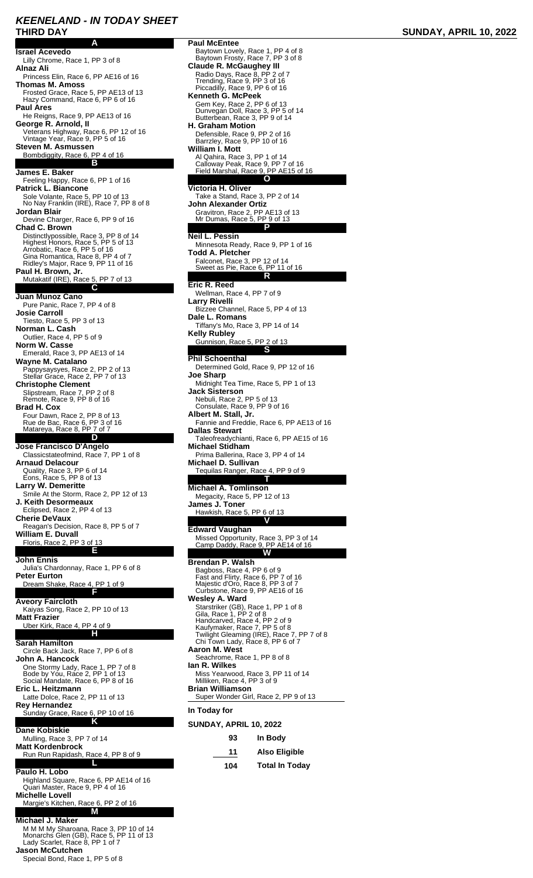# KEENELAND - IN TODAY SHEET

**THIRD DAY** **SUNDAY, APRIL 10, 2022**

## A

**Israel Acevedo**
Lilly Chrome, Race 1, PP 3 of 8

**Alnaz Ali**
Princess Elin, Race 6, PP AE16 of 16

**Thomas M. Amoss**
Frosted Grace, Race 5, PP AE13 of 13
Hazy Command, Race 6, PP 6 of 16

**Paul Ares**
He Reigns, Race 9, PP AE13 of 16

**George R. Arnold, II**
Veterans Highway, Race 6, PP 12 of 16
Vintage Year, Race 9, PP 5 of 16

**Steven M. Asmussen**
Bombdiggity, Race 6, PP 4 of 16

## B

**James E. Baker**
Feeling Happy, Race 6, PP 1 of 16

**Patrick L. Biancone**
Sole Volante, Race 5, PP 10 of 13
No Nay Franklin (IRE), Race 7, PP 8 of 8

**Jordan Blair**
Devine Charger, Race 6, PP 9 of 16

**Chad C. Brown**
Distinctlypossible, Race 3, PP 8 of 14
Highest Honors, Race 5, PP 5 of 13
Arrobatic, Race 6, PP 5 of 16
Gina Romantica, Race 8, PP 4 of 7
Ridley's Major, Race 9, PP 11 of 16

**Paul H. Brown, Jr.**
Mutakatif (IRE), Race 5, PP 7 of 13

## C

**Juan Munoz Cano**
Pure Panic, Race 7, PP 4 of 8

**Josie Carroll**
Tiesto, Race 5, PP 3 of 13

**Norman L. Cash**
Outlier, Race 4, PP 5 of 9

**Norm W. Casse**
Emerald, Race 3, PP AE13 of 14

**Wayne M. Catalano**
Pappysaysyes, Race 2, PP 2 of 13
Stellar Grace, Race 2, PP 7 of 13

**Christophe Clement**
Slipstream, Race 7, PP 2 of 8
Remote, Race 9, PP 8 of 16

**Brad H. Cox**
Four Dawn, Race 2, PP 8 of 13
Rue de Bac, Race 6, PP 3 of 16
Matareya, Race 8, PP 7 of 7

## D

**Jose Francisco D'Angelo**
Classicstateofmind, Race 7, PP 1 of 8

**Arnaud Delacour**
Quality, Race 3, PP 6 of 14
Eons, Race 5, PP 8 of 13

**Larry W. Demeritte**
Smile At the Storm, Race 2, PP 12 of 13

**J. Keith Desormeaux**
Eclipsed, Race 2, PP 4 of 13

**Cherie DeVaux**
Reagan's Decision, Race 8, PP 5 of 7

**William E. Duvall**
Floris, Race 2, PP 3 of 13

## E

**John Ennis**
Julia's Chardonnay, Race 1, PP 6 of 8

**Peter Eurton**
Dream Shake, Race 4, PP 1 of 9

## F

**Aveory Faircloth**
Kaiyas Song, Race 2, PP 10 of 13

**Matt Frazier**
Uber Kirk, Race 4, PP 4 of 9

## H

**Sarah Hamilton**
Circle Back Jack, Race 7, PP 6 of 8

**John A. Hancock**
One Stormy Lady, Race 1, PP 7 of 8
Bode by You, Race 2, PP 1 of 13
Social Mandate, Race 6, PP 8 of 16

**Eric L. Heitzmann**
Latte Dolce, Race 2, PP 11 of 13

**Rey Hernandez**
Sunday Grace, Race 6, PP 10 of 16

## K

**Dane Kobiskie**
Mulling, Race 3, PP 7 of 14

**Matt Kordenbrock**
Run Run Rapidash, Race 4, PP 8 of 9

## L

**Paulo H. Lobo**
Highland Square, Race 6, PP AE14 of 16
Quari Master, Race 9, PP 4 of 16

**Michelle Lovell**
Margie's Kitchen, Race 6, PP 2 of 16

## M

**Michael J. Maker**
M M M My Sharoana, Race 3, PP 10 of 14
Monarchs Glen (GB), Race 5, PP 11 of 13
Lady Scarlet, Race 8, PP 1 of 7

**Jason McCutchen**
Special Bond, Race 1, PP 5 of 8

**Paul McEntee**
Baytown Lovely, Race 1, PP 4 of 8
Baytown Frosty, Race 7, PP 3 of 8

**Claude R. McGaughey III**
Radio Days, Race 8, PP 2 of 7
Trending, Race 9, PP 3 of 16
Piccadilly, Race 9, PP 6 of 16

**Kenneth G. McPeek**
Gem Key, Race 2, PP 6 of 13
Dunvegan Doll, Race 3, PP 5 of 14
Butterbean, Race 3, PP 9 of 14

**H. Graham Motion**
Defensible, Race 9, PP 2 of 16
Barrzley, Race 9, PP 10 of 16

**William I. Mott**
Al Qahira, Race 3, PP 1 of 14
Calloway Peak, Race 9, PP 7 of 16
Field Marshal, Race 9, PP AE15 of 16

## O

**Victoria H. Oliver**
Take a Stand, Race 3, PP 2 of 14

**John Alexander Ortiz**
Gravitron, Race 2, PP AE13 of 13
Mr Dumas, Race 5, PP 9 of 13

## P

**Neil L. Pessin**
Minnesota Ready, Race 9, PP 1 of 16

**Todd A. Pletcher**
Falconet, Race 3, PP 12 of 14
Sweet as Pie, Race 6, PP 11 of 16

## R

**Eric R. Reed**
Wellman, Race 4, PP 7 of 9

**Larry Rivelli**
Bizzee Channel, Race 5, PP 4 of 13

**Dale L. Romans**
Tiffany's Mo, Race 3, PP 14 of 14

**Kelly Rubley**
Gunnison, Race 5, PP 2 of 13

## S

**Phil Schoenthal**
Determined Gold, Race 9, PP 12 of 16

**Joe Sharp**
Midnight Tea Time, Race 5, PP 1 of 13

**Jack Sisterson**
Nebuli, Race 2, PP 5 of 13
Consulate, Race 9, PP 9 of 16

**Albert M. Stall, Jr.**
Fannie and Freddie, Race 6, PP AE13 of 16

**Dallas Stewart**
Taleofreadychianti, Race 6, PP AE15 of 16

**Michael Stidham**
Prima Ballerina, Race 3, PP 4 of 14

**Michael D. Sullivan**
Tequilas Ranger, Race 4, PP 9 of 9

## T

**Michael A. Tomlinson**
Megacity, Race 5, PP 12 of 13

**James J. Toner**
Hawkish, Race 5, PP 6 of 13

## V

**Edward Vaughan**
Missed Opportunity, Race 3, PP 3 of 14
Camp Daddy, Race 9, PP AE14 of 16

## W

**Brendan P. Walsh**
Bagboss, Race 4, PP 6 of 9
Fast and Flirty, Race 6, PP 7 of 16
Majestic d'Oro, Race 8, PP 3 of 7
Curbstone, Race 9, PP AE16 of 16

**Wesley A. Ward**
Starstriker (GB), Race 1, PP 1 of 8
Gila, Race 1, PP 2 of 8
Handcarved, Race 4, PP 2 of 9
Kaufymaker, Race 7, PP 5 of 8
Twilight Gleaming (IRE), Race 7, PP 7 of 8
Chi Town Lady, Race 8, PP 6 of 7

**Aaron M. West**
Seachrome, Race 1, PP 8 of 8

**Ian R. Wilkes**
Miss Yearwood, Race 3, PP 11 of 14
Milliken, Race 4, PP 3 of 9

**Brian Williamson**
Super Wonder Girl, Race 2, PP 9 of 13

**In Today for**

**SUNDAY, APRIL 10, 2022**

| | |
|---|---|
| 93 | In Body |
| 11 | Also Eligible |
| 104 | Total In Today |